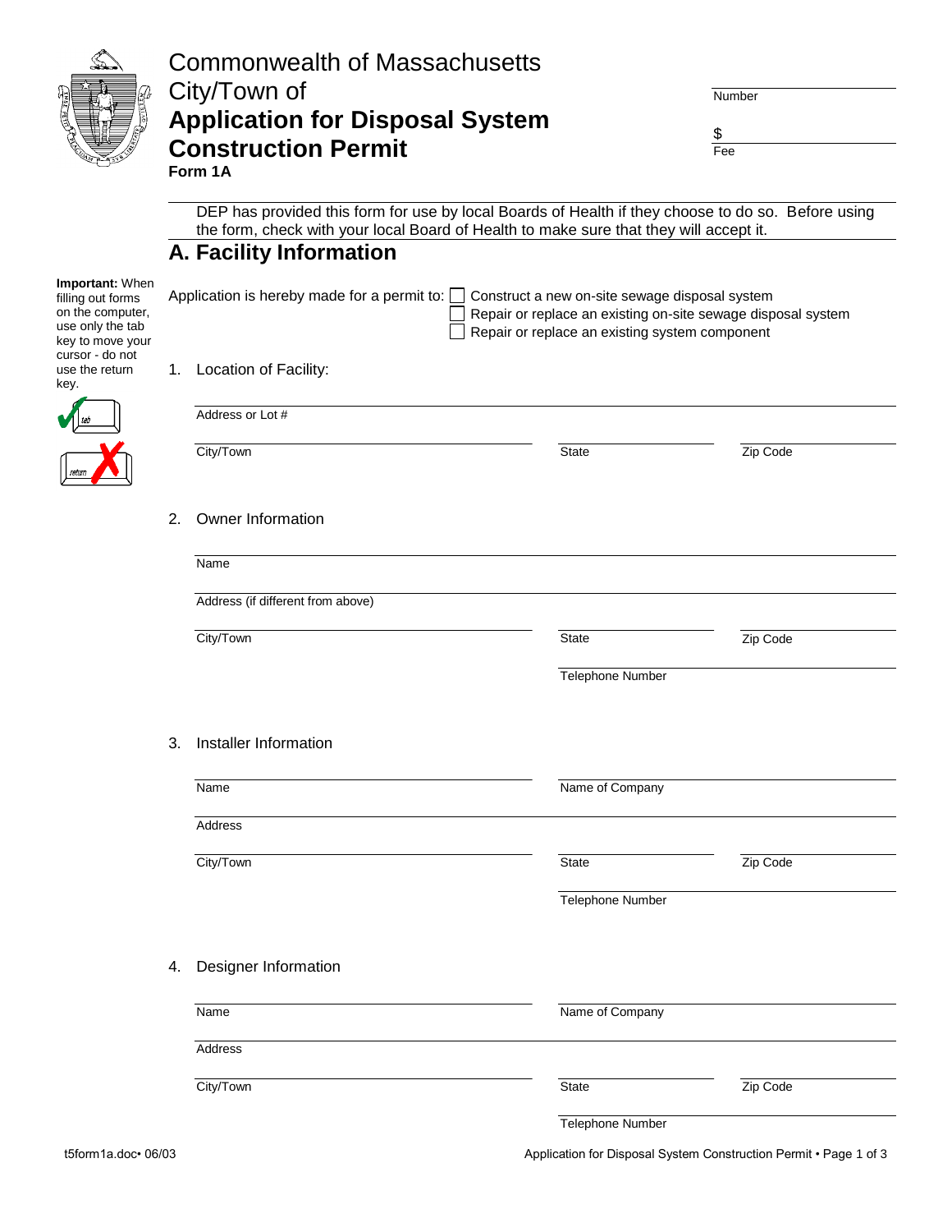# Commonwealth of Massachusetts

City/Town of

# Application for Disposal System Construction Permit

**Form 1A**

Number

$ 

Fee

DEP has provided this form for use by local Boards of Health if they choose to do so. Before using the form, check with your local Board of Health to make sure that they will accept it.

## A. Facility Information

**Important:** When filling out forms on the computer, use only the tab key to move your cursor - do not use the return key.

Application is hereby made for a permit to:

- ☐ Construct a new on-site sewage disposal system
- ☐ Repair or replace an existing on-site sewage disposal system
- ☐ Repair or replace an existing system component

1. Location of Facility:

Address or Lot #

City/Town | State | Zip Code

2. Owner Information

Name

Address (if different from above)

City/Town | State | Zip Code

Telephone Number

3. Installer Information

Name | Name of Company

Address

City/Town | State | Zip Code

Telephone Number

4. Designer Information

Name | Name of Company

Address

City/Town | State | Zip Code

Telephone Number

t5form1a.doc• 06/03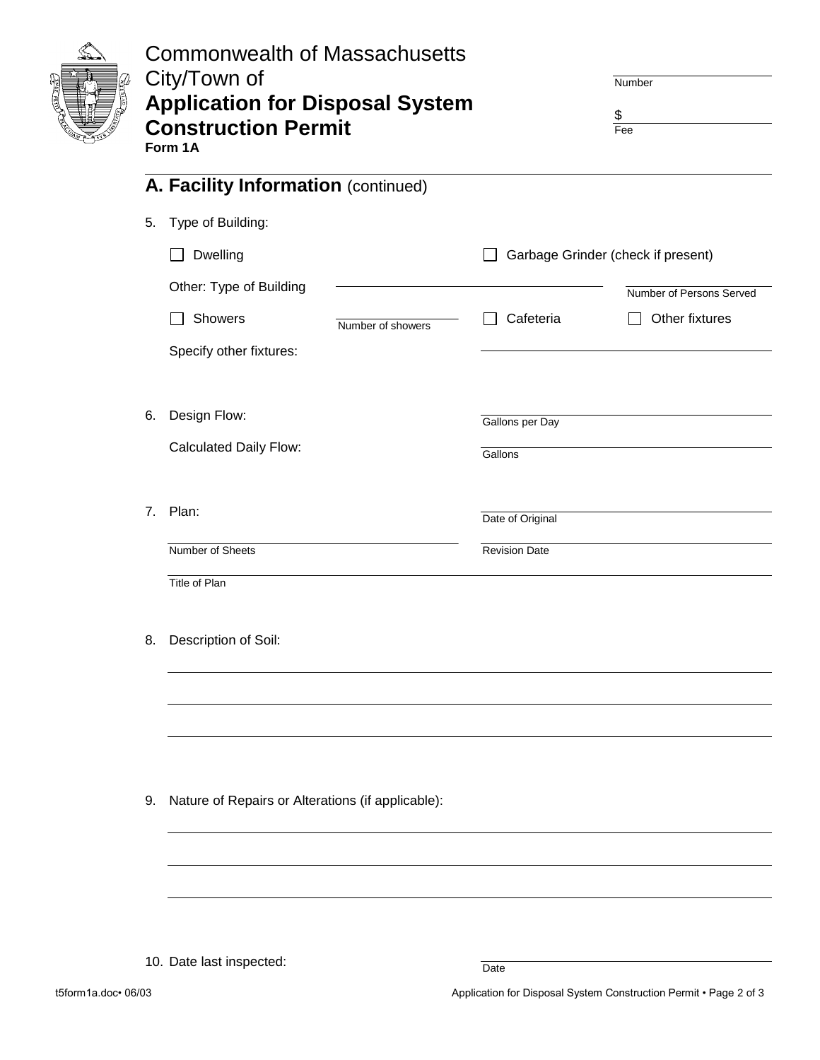Commonwealth of Massachusetts
City/Town of

# Application for Disposal System Construction Permit

**Form 1A**

Number

$ ______
Fee

## A. Facility Information (continued)

5. Type of Building:

   ☐ Dwelling ☐ Garbage Grinder (check if present)

   Other: Type of Building ______________________ ______ Number of Persons Served

   ☐ Showers ______ Number of showers ☐ Cafeteria ☐ Other fixtures

   Specify other fixtures: ______________________

6. Design Flow: ______ Gallons per Day

   Calculated Daily Flow: ______ Gallons

7. Plan: ______ Date of Original

   ______ Number of Sheets ______ Revision Date

   ______ Title of Plan

8. Description of Soil:

   ______________________

   ______________________

   ______________________

9. Nature of Repairs or Alterations (if applicable):

   ______________________

   ______________________

   ______________________

10. Date last inspected: ______ Date

t5form1a.doc• 06/03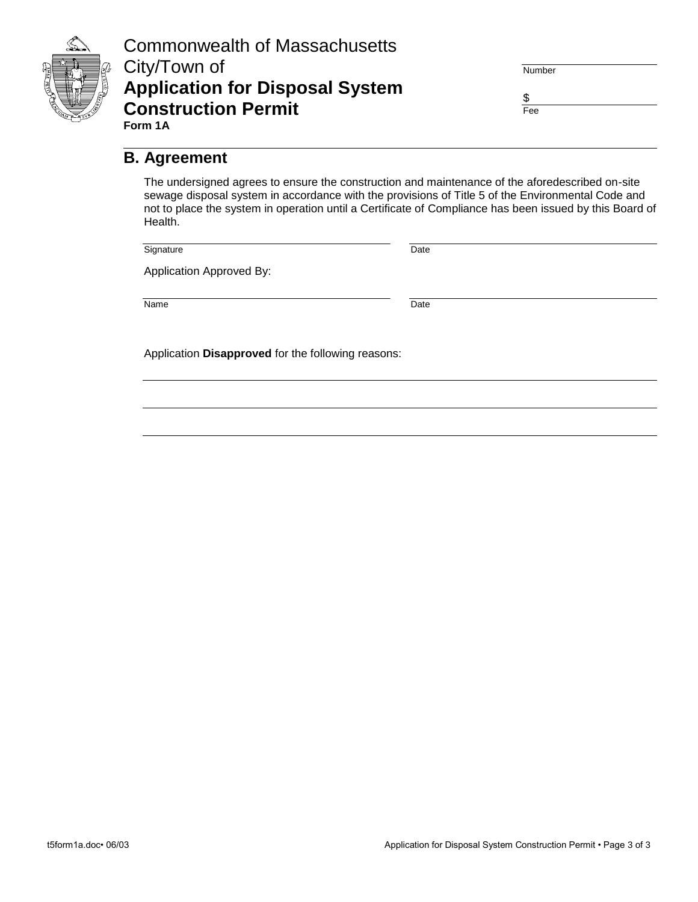Commonwealth of Massachusetts
City/Town of

# Application for Disposal System Construction Permit

**Form 1A**

Number

$
Fee

## B. Agreement

The undersigned agrees to ensure the construction and maintenance of the aforedescribed on-site sewage disposal system in accordance with the provisions of Title 5 of the Environmental Code and not to place the system in operation until a Certificate of Compliance has been issued by this Board of Health.

Signature

Date

Application Approved By:

Name

Date

Application **Disapproved** for the following reasons: